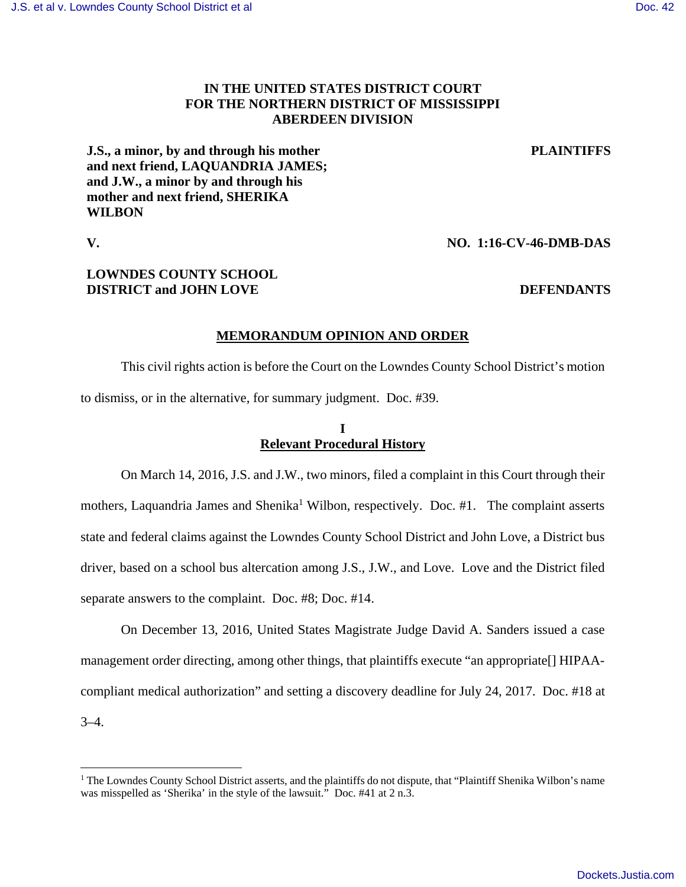**IN THE UNITED STATES DISTRICT COURT**
**FOR THE NORTHERN DISTRICT OF MISSISSIPPI**
**ABERDEEN DIVISION**

**J.S., a minor, by and through his mother and next friend, LAQUANDRIA JAMES; and J.W., a minor by and through his mother and next friend, SHERIKA WILBON** — **PLAINTIFFS**

**V.** — **NO. 1:16-CV-46-DMB-DAS**

**LOWNDES COUNTY SCHOOL DISTRICT and JOHN LOVE** — **DEFENDANTS**

## MEMORANDUM OPINION AND ORDER

This civil rights action is before the Court on the Lowndes County School District's motion to dismiss, or in the alternative, for summary judgment. Doc. #39.

## I
## Relevant Procedural History

On March 14, 2016, J.S. and J.W., two minors, filed a complaint in this Court through their mothers, Laquandria James and Shenika[1] Wilbon, respectively. Doc. #1. The complaint asserts state and federal claims against the Lowndes County School District and John Love, a District bus driver, based on a school bus altercation among J.S., J.W., and Love. Love and the District filed separate answers to the complaint. Doc. #8; Doc. #14.

On December 13, 2016, United States Magistrate Judge David A. Sanders issued a case management order directing, among other things, that plaintiffs execute "an appropriate[] HIPAA-compliant medical authorization" and setting a discovery deadline for July 24, 2017. Doc. #18 at 3–4.

---

[1] The Lowndes County School District asserts, and the plaintiffs do not dispute, that "Plaintiff Shenika Wilbon's name was misspelled as 'Sherika' in the style of the lawsuit." Doc. #41 at 2 n.3.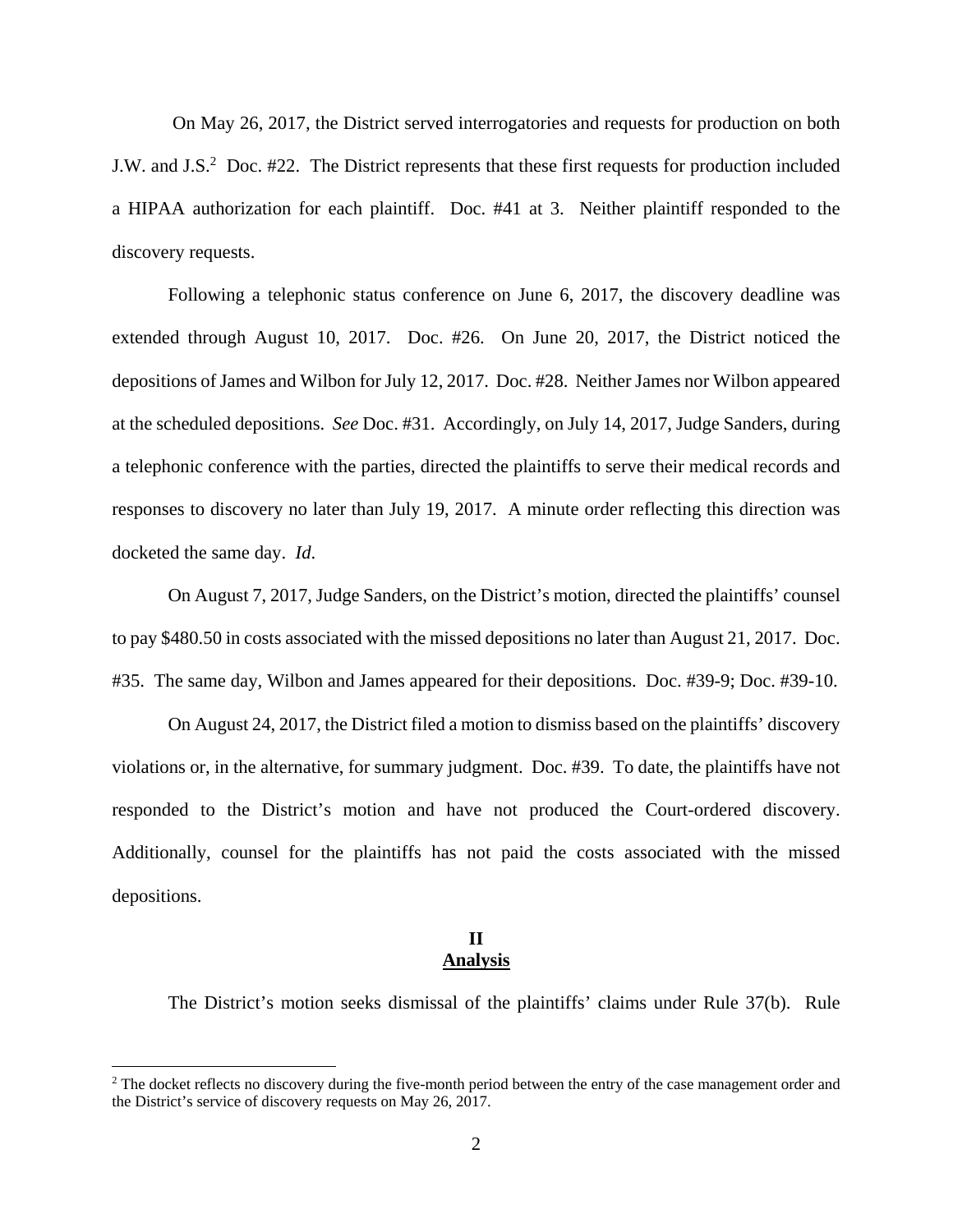On May 26, 2017, the District served interrogatories and requests for production on both J.W. and J.S.[2] Doc. #22. The District represents that these first requests for production included a HIPAA authorization for each plaintiff. Doc. #41 at 3. Neither plaintiff responded to the discovery requests.

Following a telephonic status conference on June 6, 2017, the discovery deadline was extended through August 10, 2017. Doc. #26. On June 20, 2017, the District noticed the depositions of James and Wilbon for July 12, 2017. Doc. #28. Neither James nor Wilbon appeared at the scheduled depositions. *See* Doc. #31. Accordingly, on July 14, 2017, Judge Sanders, during a telephonic conference with the parties, directed the plaintiffs to serve their medical records and responses to discovery no later than July 19, 2017. A minute order reflecting this direction was docketed the same day. *Id.*

On August 7, 2017, Judge Sanders, on the District's motion, directed the plaintiffs' counsel to pay $480.50 in costs associated with the missed depositions no later than August 21, 2017. Doc. #35. The same day, Wilbon and James appeared for their depositions. Doc. #39-9; Doc. #39-10.

On August 24, 2017, the District filed a motion to dismiss based on the plaintiffs' discovery violations or, in the alternative, for summary judgment. Doc. #39. To date, the plaintiffs have not responded to the District's motion and have not produced the Court-ordered discovery. Additionally, counsel for the plaintiffs has not paid the costs associated with the missed depositions.

## II
## Analysis

The District's motion seeks dismissal of the plaintiffs' claims under Rule 37(b). Rule

[2] The docket reflects no discovery during the five-month period between the entry of the case management order and the District's service of discovery requests on May 26, 2017.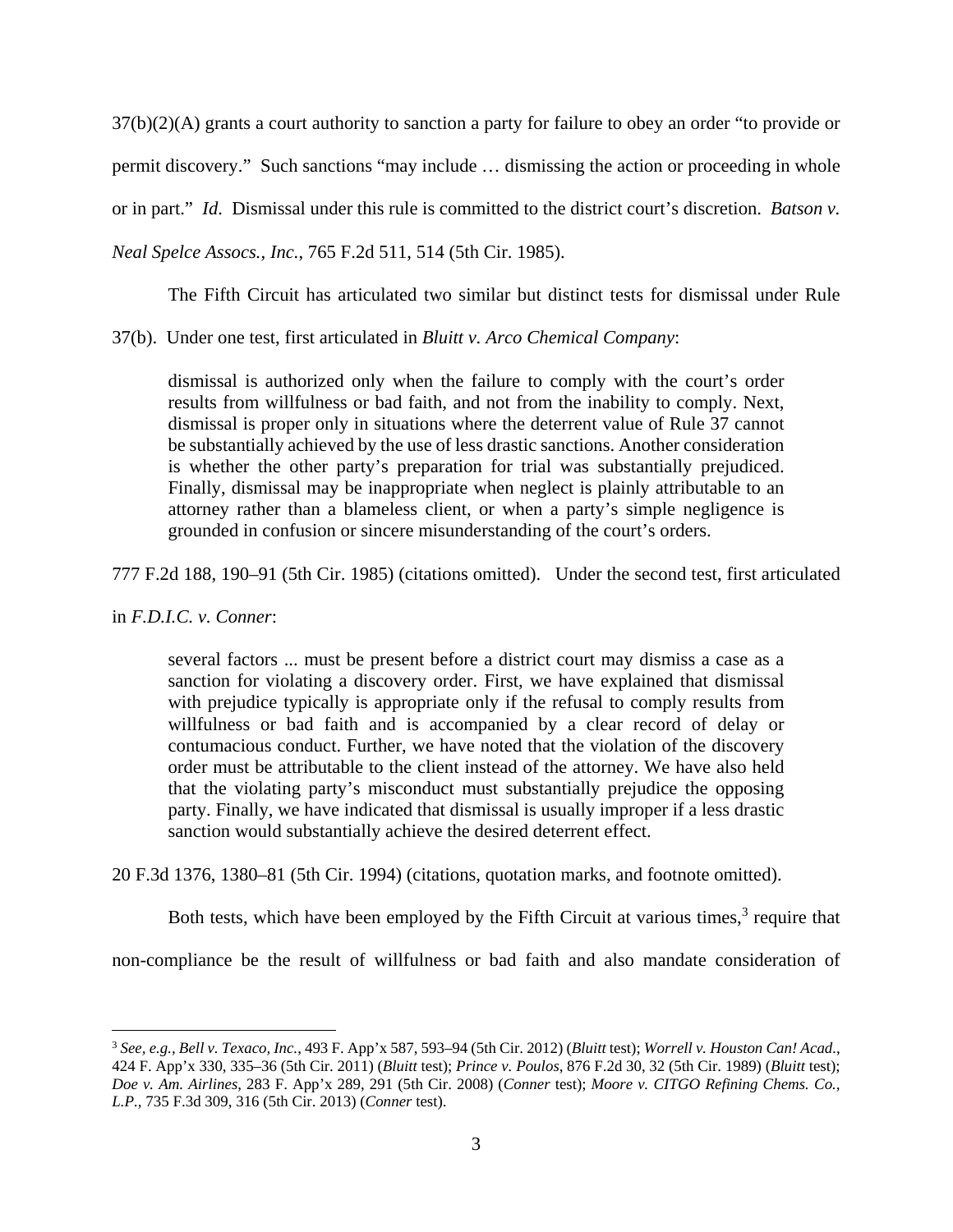37(b)(2)(A) grants a court authority to sanction a party for failure to obey an order "to provide or permit discovery." Such sanctions "may include … dismissing the action or proceeding in whole or in part." *Id*. Dismissal under this rule is committed to the district court's discretion. *Batson v. Neal Spelce Assocs., Inc.*, 765 F.2d 511, 514 (5th Cir. 1985).

The Fifth Circuit has articulated two similar but distinct tests for dismissal under Rule 37(b). Under one test, first articulated in *Bluitt v. Arco Chemical Company*:

> dismissal is authorized only when the failure to comply with the court's order results from willfulness or bad faith, and not from the inability to comply. Next, dismissal is proper only in situations where the deterrent value of Rule 37 cannot be substantially achieved by the use of less drastic sanctions. Another consideration is whether the other party's preparation for trial was substantially prejudiced. Finally, dismissal may be inappropriate when neglect is plainly attributable to an attorney rather than a blameless client, or when a party's simple negligence is grounded in confusion or sincere misunderstanding of the court's orders.

777 F.2d 188, 190–91 (5th Cir. 1985) (citations omitted). Under the second test, first articulated in *F.D.I.C. v. Conner*:

> several factors ... must be present before a district court may dismiss a case as a sanction for violating a discovery order. First, we have explained that dismissal with prejudice typically is appropriate only if the refusal to comply results from willfulness or bad faith and is accompanied by a clear record of delay or contumacious conduct. Further, we have noted that the violation of the discovery order must be attributable to the client instead of the attorney. We have also held that the violating party's misconduct must substantially prejudice the opposing party. Finally, we have indicated that dismissal is usually improper if a less drastic sanction would substantially achieve the desired deterrent effect.

20 F.3d 1376, 1380–81 (5th Cir. 1994) (citations, quotation marks, and footnote omitted).

Both tests, which have been employed by the Fifth Circuit at various times,[3] require that non-compliance be the result of willfulness or bad faith and also mandate consideration of

---

[3] *See, e.g., Bell v. Texaco, Inc.*, 493 F. App'x 587, 593–94 (5th Cir. 2012) (*Bluitt* test); *Worrell v. Houston Can! Acad.*, 424 F. App'x 330, 335–36 (5th Cir. 2011) (*Bluitt* test); *Prince v. Poulos*, 876 F.2d 30, 32 (5th Cir. 1989) (*Bluitt* test); *Doe v. Am. Airlines*, 283 F. App'x 289, 291 (5th Cir. 2008) (*Conner* test); *Moore v. CITGO Refining Chems. Co., L.P.*, 735 F.3d 309, 316 (5th Cir. 2013) (*Conner* test).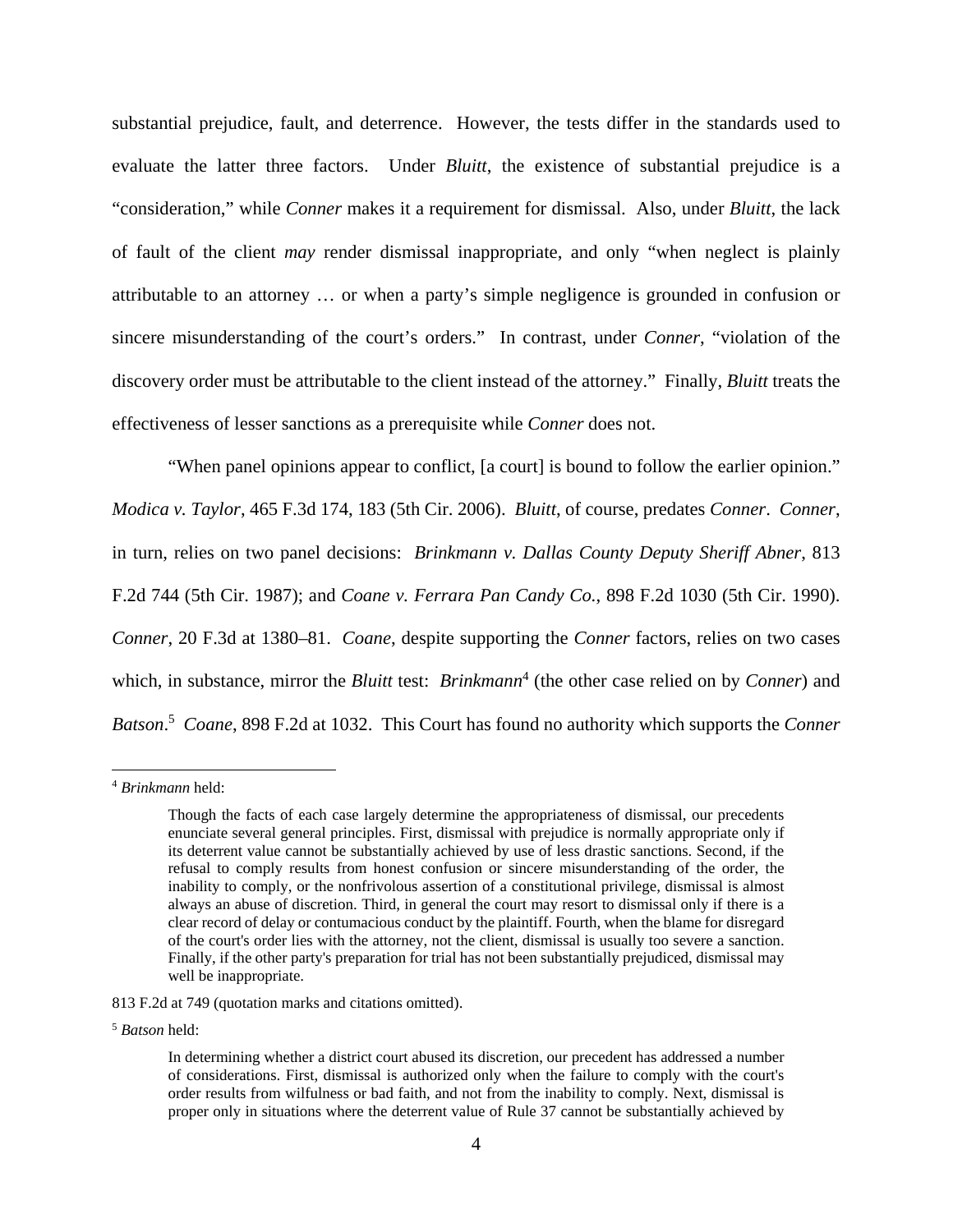substantial prejudice, fault, and deterrence. However, the tests differ in the standards used to evaluate the latter three factors. Under *Bluitt*, the existence of substantial prejudice is a "consideration," while *Conner* makes it a requirement for dismissal. Also, under *Bluitt*, the lack of fault of the client *may* render dismissal inappropriate, and only "when neglect is plainly attributable to an attorney … or when a party's simple negligence is grounded in confusion or sincere misunderstanding of the court's orders." In contrast, under *Conner*, "violation of the discovery order must be attributable to the client instead of the attorney." Finally, *Bluitt* treats the effectiveness of lesser sanctions as a prerequisite while *Conner* does not.

"When panel opinions appear to conflict, [a court] is bound to follow the earlier opinion." *Modica v. Taylor*, 465 F.3d 174, 183 (5th Cir. 2006). *Bluitt*, of course, predates *Conner*. *Conner*, in turn, relies on two panel decisions: *Brinkmann v. Dallas County Deputy Sheriff Abner*, 813 F.2d 744 (5th Cir. 1987); and *Coane v. Ferrara Pan Candy Co.*, 898 F.2d 1030 (5th Cir. 1990). *Conner*, 20 F.3d at 1380–81. *Coane*, despite supporting the *Conner* factors, relies on two cases which, in substance, mirror the *Bluitt* test: *Brinkmann*[4] (the other case relied on by *Conner*) and *Batson*.[5] *Coane*, 898 F.2d at 1032. This Court has found no authority which supports the *Conner*

---

[4] *Brinkmann* held:

> Though the facts of each case largely determine the appropriateness of dismissal, our precedents enunciate several general principles. First, dismissal with prejudice is normally appropriate only if its deterrent value cannot be substantially achieved by use of less drastic sanctions. Second, if the refusal to comply results from honest confusion or sincere misunderstanding of the order, the inability to comply, or the nonfrivolous assertion of a constitutional privilege, dismissal is almost always an abuse of discretion. Third, in general the court may resort to dismissal only if there is a clear record of delay or contumacious conduct by the plaintiff. Fourth, when the blame for disregard of the court's order lies with the attorney, not the client, dismissal is usually too severe a sanction. Finally, if the other party's preparation for trial has not been substantially prejudiced, dismissal may well be inappropriate.

813 F.2d at 749 (quotation marks and citations omitted).

[5] *Batson* held:

> In determining whether a district court abused its discretion, our precedent has addressed a number of considerations. First, dismissal is authorized only when the failure to comply with the court's order results from wilfulness or bad faith, and not from the inability to comply. Next, dismissal is proper only in situations where the deterrent value of Rule 37 cannot be substantially achieved by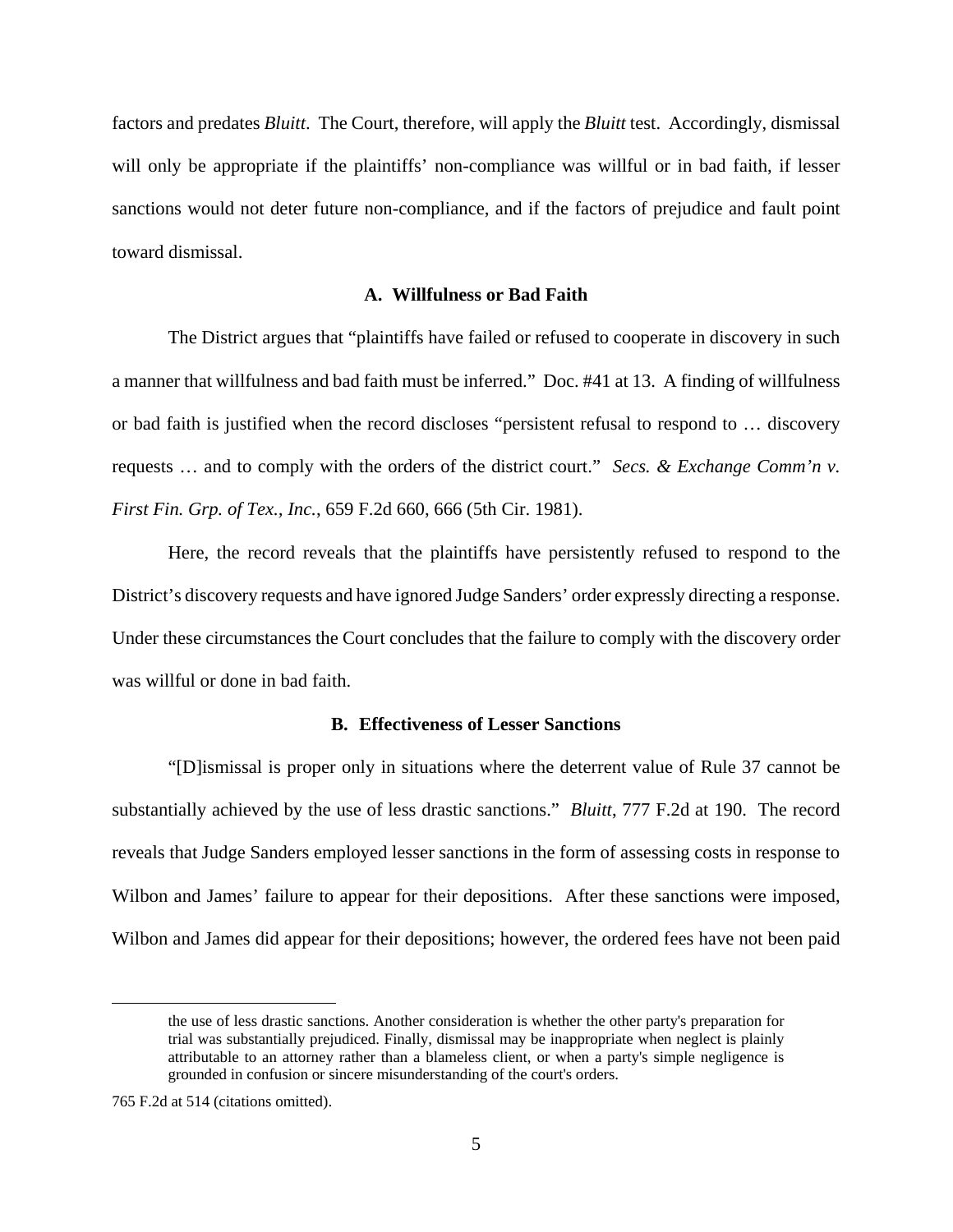factors and predates *Bluitt*. The Court, therefore, will apply the *Bluitt* test. Accordingly, dismissal will only be appropriate if the plaintiffs' non-compliance was willful or in bad faith, if lesser sanctions would not deter future non-compliance, and if the factors of prejudice and fault point toward dismissal.

### A. Willfulness or Bad Faith

The District argues that "plaintiffs have failed or refused to cooperate in discovery in such a manner that willfulness and bad faith must be inferred." Doc. #41 at 13. A finding of willfulness or bad faith is justified when the record discloses "persistent refusal to respond to … discovery requests … and to comply with the orders of the district court." *Secs. & Exchange Comm'n v. First Fin. Grp. of Tex., Inc.*, 659 F.2d 660, 666 (5th Cir. 1981).

Here, the record reveals that the plaintiffs have persistently refused to respond to the District's discovery requests and have ignored Judge Sanders' order expressly directing a response. Under these circumstances the Court concludes that the failure to comply with the discovery order was willful or done in bad faith.

### B. Effectiveness of Lesser Sanctions

"[D]ismissal is proper only in situations where the deterrent value of Rule 37 cannot be substantially achieved by the use of less drastic sanctions." *Bluitt*, 777 F.2d at 190. The record reveals that Judge Sanders employed lesser sanctions in the form of assessing costs in response to Wilbon and James' failure to appear for their depositions. After these sanctions were imposed, Wilbon and James did appear for their depositions; however, the ordered fees have not been paid

---

> the use of less drastic sanctions. Another consideration is whether the other party's preparation for trial was substantially prejudiced. Finally, dismissal may be inappropriate when neglect is plainly attributable to an attorney rather than a blameless client, or when a party's simple negligence is grounded in confusion or sincere misunderstanding of the court's orders.

765 F.2d at 514 (citations omitted).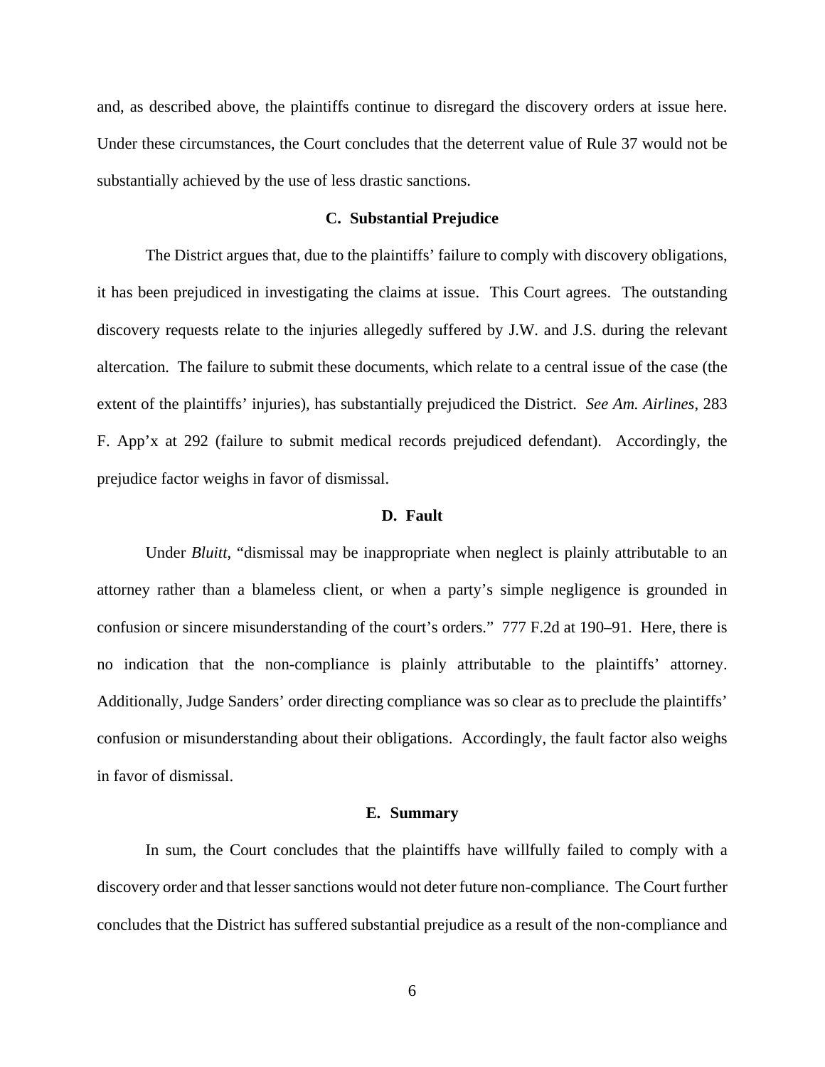and, as described above, the plaintiffs continue to disregard the discovery orders at issue here. Under these circumstances, the Court concludes that the deterrent value of Rule 37 would not be substantially achieved by the use of less drastic sanctions.

### C. Substantial Prejudice

The District argues that, due to the plaintiffs' failure to comply with discovery obligations, it has been prejudiced in investigating the claims at issue. This Court agrees. The outstanding discovery requests relate to the injuries allegedly suffered by J.W. and J.S. during the relevant altercation. The failure to submit these documents, which relate to a central issue of the case (the extent of the plaintiffs' injuries), has substantially prejudiced the District. *See Am. Airlines*, 283 F. App'x at 292 (failure to submit medical records prejudiced defendant). Accordingly, the prejudice factor weighs in favor of dismissal.

### D. Fault

Under *Bluitt*, "dismissal may be inappropriate when neglect is plainly attributable to an attorney rather than a blameless client, or when a party's simple negligence is grounded in confusion or sincere misunderstanding of the court's orders." 777 F.2d at 190–91. Here, there is no indication that the non-compliance is plainly attributable to the plaintiffs' attorney. Additionally, Judge Sanders' order directing compliance was so clear as to preclude the plaintiffs' confusion or misunderstanding about their obligations. Accordingly, the fault factor also weighs in favor of dismissal.

### E. Summary

In sum, the Court concludes that the plaintiffs have willfully failed to comply with a discovery order and that lesser sanctions would not deter future non-compliance. The Court further concludes that the District has suffered substantial prejudice as a result of the non-compliance and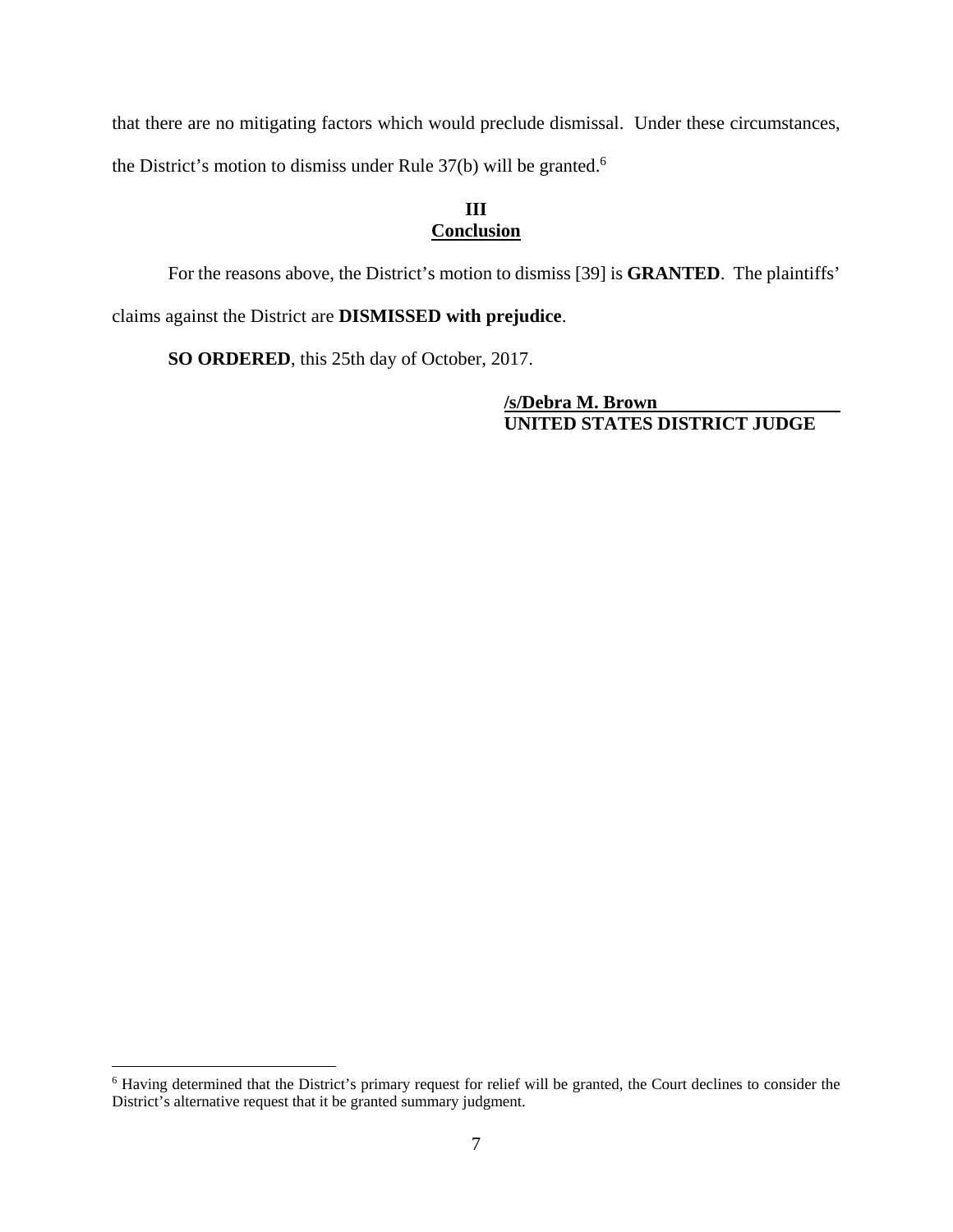that there are no mitigating factors which would preclude dismissal. Under these circumstances, the District's motion to dismiss under Rule 37(b) will be granted.[6]

## III
## Conclusion

For the reasons above, the District's motion to dismiss [39] is **GRANTED**. The plaintiffs' claims against the District are **DISMISSED with prejudice**.

**SO ORDERED**, this 25th day of October, 2017.

**/s/Debra M. Brown**
**UNITED STATES DISTRICT JUDGE**

[6] Having determined that the District's primary request for relief will be granted, the Court declines to consider the District's alternative request that it be granted summary judgment.